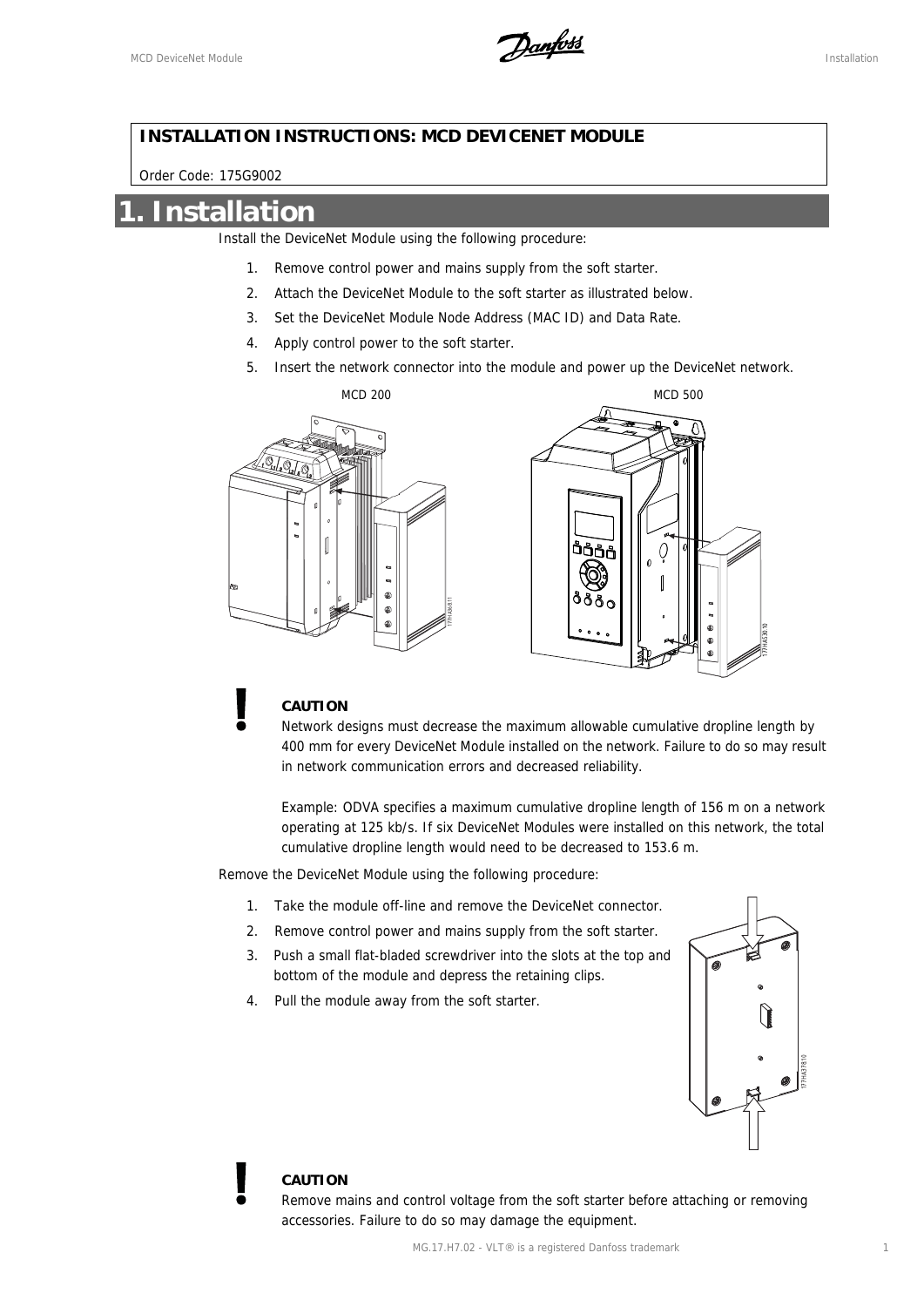**INSTALLATION INSTRUCTIONS: MCD DEVICENET MODULE**

Order Code: 175G9002

# 1. Installation

Install the DeviceNet Module using the following procedure:

1. Remove control power and mains supply from the soft starter.
2. Attach the DeviceNet Module to the soft starter as illustrated below.
3. Set the DeviceNet Module Node Address (MAC ID) and Data Rate.
4. Apply control power to the soft starter.
5. Insert the network connector into the module and power up the DeviceNet network.

MCD 200 MCD 500

**CAUTION**

Network designs must decrease the maximum allowable cumulative dropline length by 400 mm for every DeviceNet Module installed on the network. Failure to do so may result in network communication errors and decreased reliability.

Example: ODVA specifies a maximum cumulative dropline length of 156 m on a network operating at 125 kb/s. If six DeviceNet Modules were installed on this network, the total cumulative dropline length would need to be decreased to 153.6 m.

Remove the DeviceNet Module using the following procedure:

1. Take the module off-line and remove the DeviceNet connector.
2. Remove control power and mains supply from the soft starter.
3. Push a small flat-bladed screwdriver into the slots at the top and bottom of the module and depress the retaining clips.
4. Pull the module away from the soft starter.

**CAUTION**

Remove mains and control voltage from the soft starter before attaching or removing accessories. Failure to do so may damage the equipment.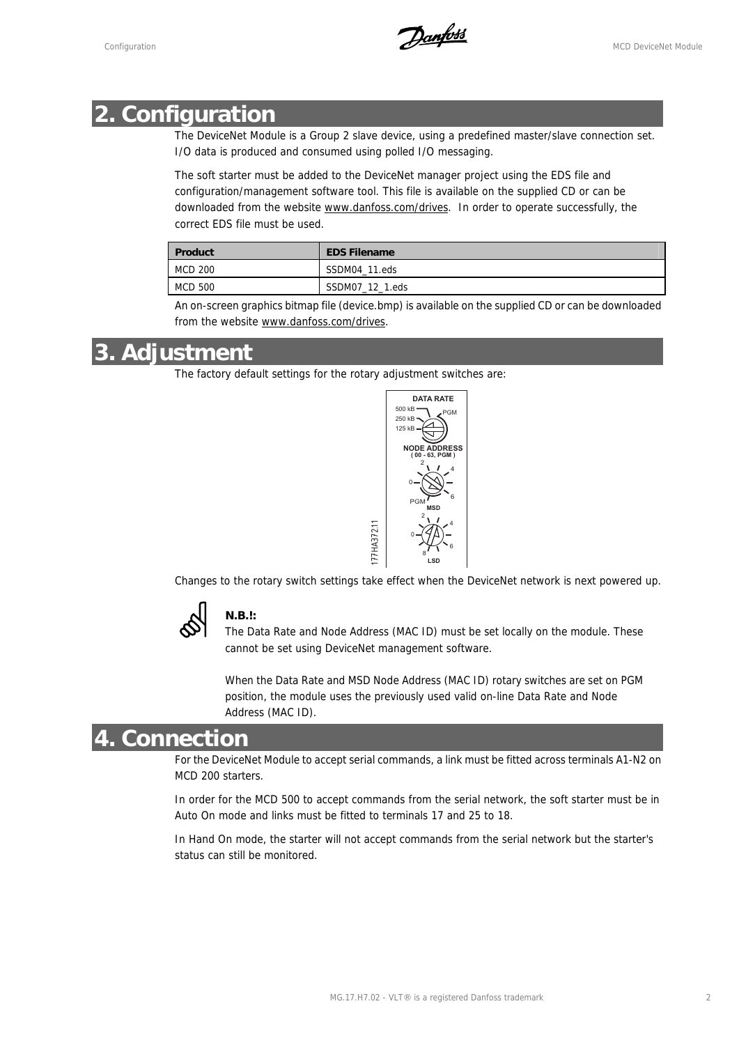# 2. Configuration

The DeviceNet Module is a Group 2 slave device, using a predefined master/slave connection set. I/O data is produced and consumed using polled I/O messaging.

The soft starter must be added to the DeviceNet manager project using the EDS file and configuration/management software tool. This file is available on the supplied CD or can be downloaded from the website www.danfoss.com/drives. In order to operate successfully, the correct EDS file must be used.

| Product | EDS Filename |
|---|---|
| MCD 200 | SSDM04_11.eds |
| MCD 500 | SSDM07_12_1.eds |

An on-screen graphics bitmap file (device.bmp) is available on the supplied CD or can be downloaded from the website www.danfoss.com/drives.

# 3. Adjustment

The factory default settings for the rotary adjustment switches are:

DATA RATE
500 kB
250 kB
125 kB
PGM

NODE ADDRESS
( 00 - 63, PGM )
MSD
LSD

177HA37211

Changes to the rotary switch settings take effect when the DeviceNet network is next powered up.

**N.B.!:**

The Data Rate and Node Address (MAC ID) must be set locally on the module. These cannot be set using DeviceNet management software.

When the Data Rate and MSD Node Address (MAC ID) rotary switches are set on PGM position, the module uses the previously used valid on-line Data Rate and Node Address (MAC ID).

# 4. Connection

For the DeviceNet Module to accept serial commands, a link must be fitted across terminals A1-N2 on MCD 200 starters.

In order for the MCD 500 to accept commands from the serial network, the soft starter must be in Auto On mode and links must be fitted to terminals 17 and 25 to 18.

In Hand On mode, the starter will not accept commands from the serial network but the starter's status can still be monitored.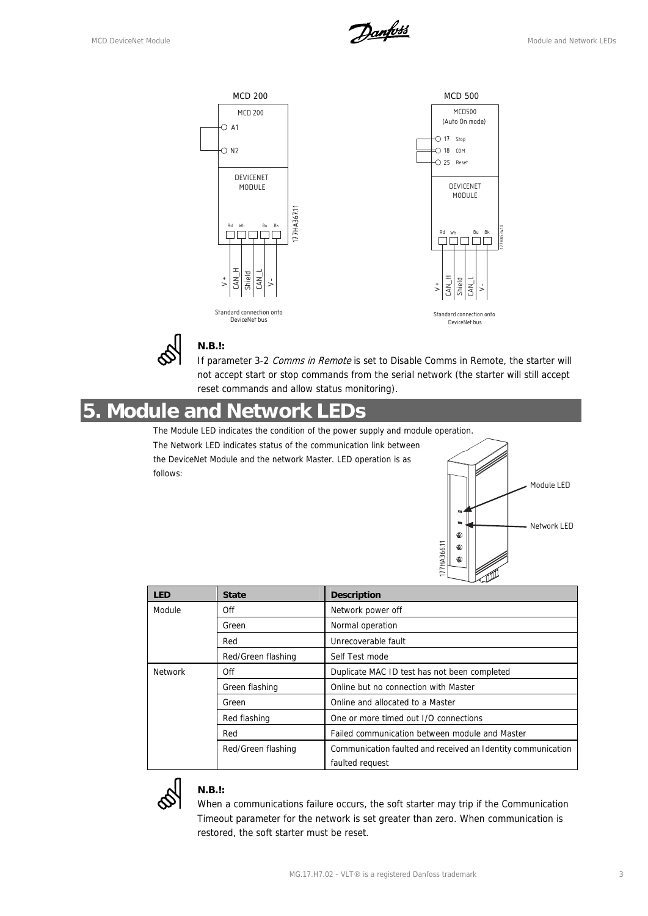MCD 200

MCD 200

A1

N2

DEVICENET MODULE

Rd Wh Bu Bk

V+ CAN_H Shield CAN_L V-

Standard connection onto DeviceNet bus

177HA367.11

MCD 500

MCD500 (Auto On mode)

17 Stop

18 COM

25 Reset

DEVICENET MODULE

Rd Wh Bu Bk

V+ CAN_H Shield CAN_L V-

Standard connection onto DeviceNet bus

177HA534.10

**N.B.!:**

If parameter 3-2 *Comms in Remote* is set to Disable Comms in Remote, the starter will not accept start or stop commands from the serial network (the starter will still accept reset commands and allow status monitoring).

# 5. Module and Network LEDs

The Module LED indicates the condition of the power supply and module operation.

The Network LED indicates status of the communication link between the DeviceNet Module and the network Master. LED operation is as follows:

Module LED

Network LED

177HA366.11

| LED | State | Description |
|---|---|---|
| Module | Off | Network power off |
| | Green | Normal operation |
| | Red | Unrecoverable fault |
| | Red/Green flashing | Self Test mode |
| Network | Off | Duplicate MAC ID test has not been completed |
| | Green flashing | Online but no connection with Master |
| | Green | Online and allocated to a Master |
| | Red flashing | One or more timed out I/O connections |
| | Red | Failed communication between module and Master |
| | Red/Green flashing | Communication faulted and received an Identity communication faulted request |

**N.B.!:**

When a communications failure occurs, the soft starter may trip if the Communication Timeout parameter for the network is set greater than zero. When communication is restored, the soft starter must be reset.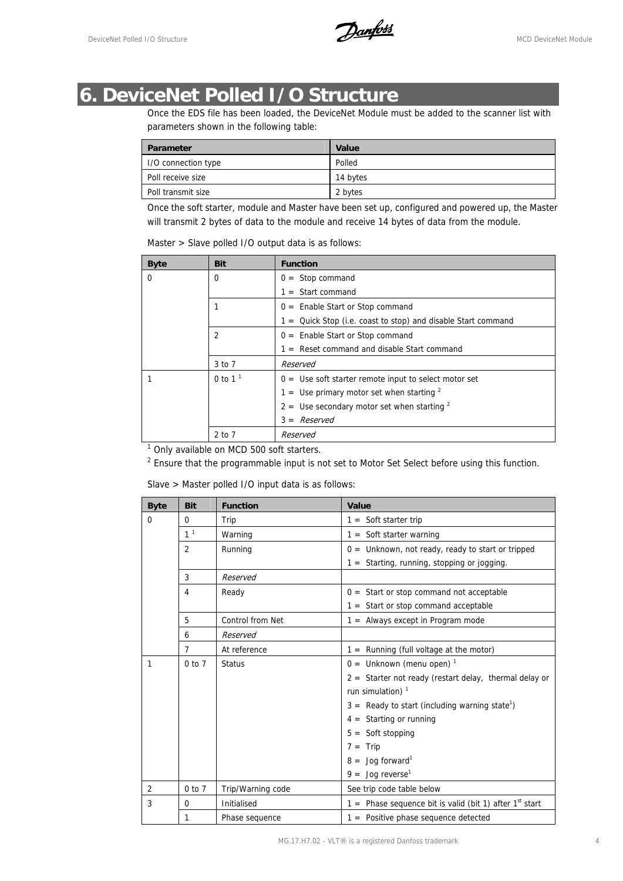# 6. DeviceNet Polled I/O Structure

Once the EDS file has been loaded, the DeviceNet Module must be added to the scanner list with parameters shown in the following table:

| Parameter | Value |
|---|---|
| I/O connection type | Polled |
| Poll receive size | 14 bytes |
| Poll transmit size | 2 bytes |

Once the soft starter, module and Master have been set up, configured and powered up, the Master will transmit 2 bytes of data to the module and receive 14 bytes of data from the module.

Master > Slave polled I/O output data is as follows:

| Byte | Bit | Function |
|---|---|---|
| 0 | 0 | 0 = Stop command<br>1 = Start command |
| | 1 | 0 = Enable Start or Stop command<br>1 = Quick Stop (i.e. coast to stop) and disable Start command |
| | 2 | 0 = Enable Start or Stop command<br>1 = Reset command and disable Start command |
| | 3 to 7 | *Reserved* |
| 1 | 0 to 1 [1] | 0 = Use soft starter remote input to select motor set<br>1 = Use primary motor set when starting [2]<br>2 = Use secondary motor set when starting [2]<br>3 = *Reserved* |
| | 2 to 7 | *Reserved* |

[1] Only available on MCD 500 soft starters.

[2] Ensure that the programmable input is not set to Motor Set Select before using this function.

Slave > Master polled I/O input data is as follows:

| Byte | Bit | Function | Value |
|---|---|---|---|
| 0 | 0 | Trip | 1 = Soft starter trip |
| | 1 [1] | Warning | 1 = Soft starter warning |
| | 2 | Running | 0 = Unknown, not ready, ready to start or tripped<br>1 = Starting, running, stopping or jogging. |
| | 3 | *Reserved* | |
| | 4 | Ready | 0 = Start or stop command not acceptable<br>1 = Start or stop command acceptable |
| | 5 | Control from Net | 1 = Always except in Program mode |
| | 6 | *Reserved* | |
| | 7 | At reference | 1 = Running (full voltage at the motor) |
| 1 | 0 to 7 | Status | 0 = Unknown (menu open) [1]<br>2 = Starter not ready (restart delay, thermal delay or run simulation) [1]<br>3 = Ready to start (including warning state[1])<br>4 = Starting or running<br>5 = Soft stopping<br>7 = Trip<br>8 = Jog forward[1]<br>9 = Jog reverse[1] |
| 2 | 0 to 7 | Trip/Warning code | See trip code table below |
| 3 | 0 | Initialised | 1 = Phase sequence bit is valid (bit 1) after 1st start |
| | 1 | Phase sequence | 1 = Positive phase sequence detected |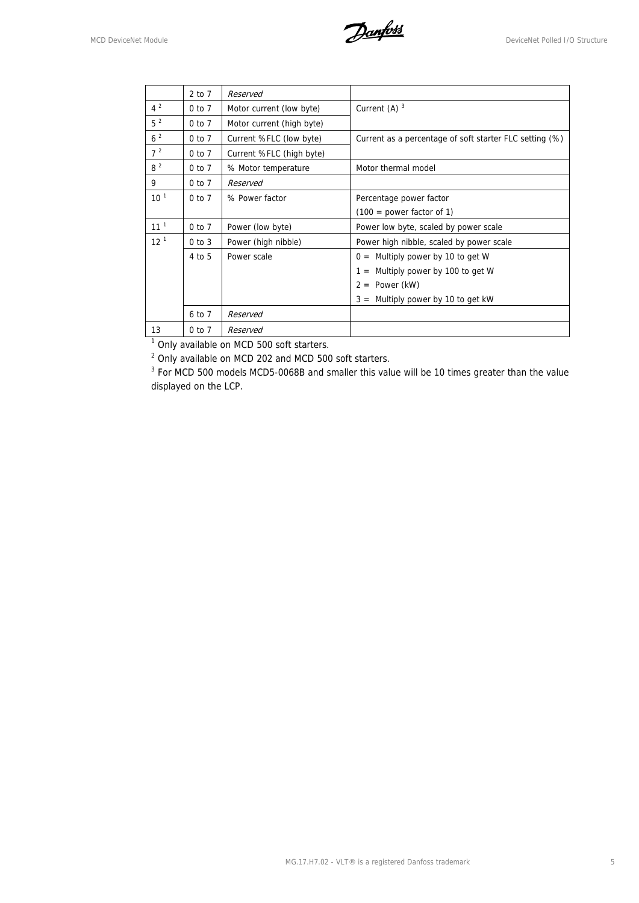| | | | |
|---|---|---|---|
| | 2 to 7 | *Reserved* | |
| 4 [2] | 0 to 7 | Motor current (low byte) | Current (A) [3] |
| 5 [2] | 0 to 7 | Motor current (high byte) | |
| 6 [2] | 0 to 7 | Current %FLC (low byte) | Current as a percentage of soft starter FLC setting (%) |
| 7 [2] | 0 to 7 | Current %FLC (high byte) | |
| 8 [2] | 0 to 7 | % Motor temperature | Motor thermal model |
| 9 | 0 to 7 | *Reserved* | |
| 10 [1] | 0 to 7 | % Power factor | Percentage power factor<br>(100 = power factor of 1) |
| 11 [1] | 0 to 7 | Power (low byte) | Power low byte, scaled by power scale |
| 12 [1] | 0 to 3 | Power (high nibble) | Power high nibble, scaled by power scale |
| | 4 to 5 | Power scale | 0 = Multiply power by 10 to get W<br>1 = Multiply power by 100 to get W<br>2 = Power (kW)<br>3 = Multiply power by 10 to get kW |
| | 6 to 7 | *Reserved* | |
| 13 | 0 to 7 | *Reserved* | |

[1] Only available on MCD 500 soft starters.

[2] Only available on MCD 202 and MCD 500 soft starters.

[3] For MCD 500 models MCD5-0068B and smaller this value will be 10 times greater than the value displayed on the LCP.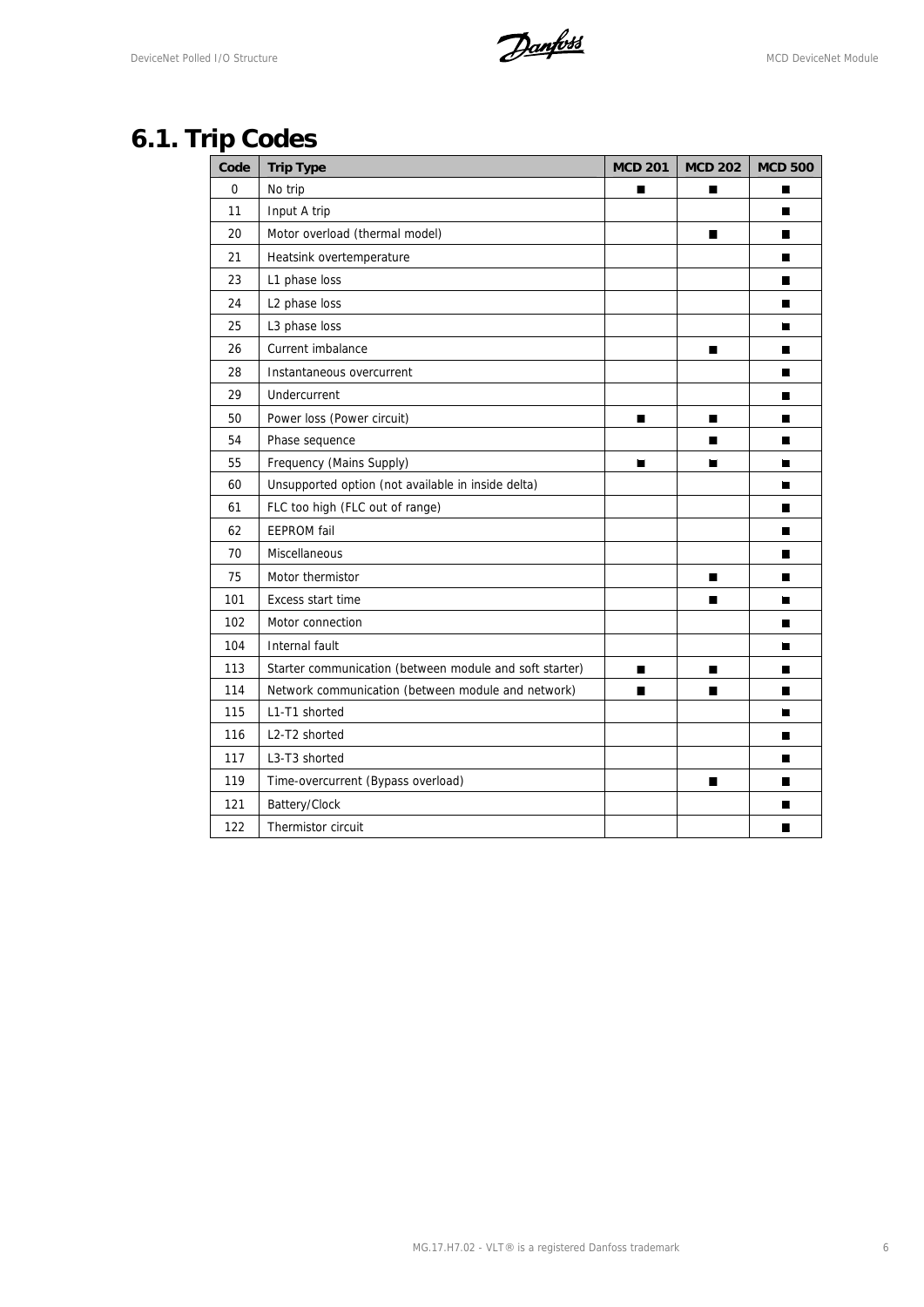## 6.1. Trip Codes

| Code | Trip Type | MCD 201 | MCD 202 | MCD 500 |
|---|---|---|---|---|
| 0 | No trip | ■ | ■ | ■ |
| 11 | Input A trip | | | ■ |
| 20 | Motor overload (thermal model) | | ■ | ■ |
| 21 | Heatsink overtemperature | | | ■ |
| 23 | L1 phase loss | | | ■ |
| 24 | L2 phase loss | | | ■ |
| 25 | L3 phase loss | | | ■ |
| 26 | Current imbalance | | ■ | ■ |
| 28 | Instantaneous overcurrent | | | ■ |
| 29 | Undercurrent | | | ■ |
| 50 | Power loss (Power circuit) | ■ | ■ | ■ |
| 54 | Phase sequence | | ■ | ■ |
| 55 | Frequency (Mains Supply) | ■ | ■ | ■ |
| 60 | Unsupported option (not available in inside delta) | | | ■ |
| 61 | FLC too high (FLC out of range) | | | ■ |
| 62 | EEPROM fail | | | ■ |
| 70 | Miscellaneous | | | ■ |
| 75 | Motor thermistor | | ■ | ■ |
| 101 | Excess start time | | ■ | ■ |
| 102 | Motor connection | | | ■ |
| 104 | Internal fault | | | ■ |
| 113 | Starter communication (between module and soft starter) | ■ | ■ | ■ |
| 114 | Network communication (between module and network) | ■ | ■ | ■ |
| 115 | L1-T1 shorted | | | ■ |
| 116 | L2-T2 shorted | | | ■ |
| 117 | L3-T3 shorted | | | ■ |
| 119 | Time-overcurrent (Bypass overload) | | ■ | ■ |
| 121 | Battery/Clock | | | ■ |
| 122 | Thermistor circuit | | | ■ |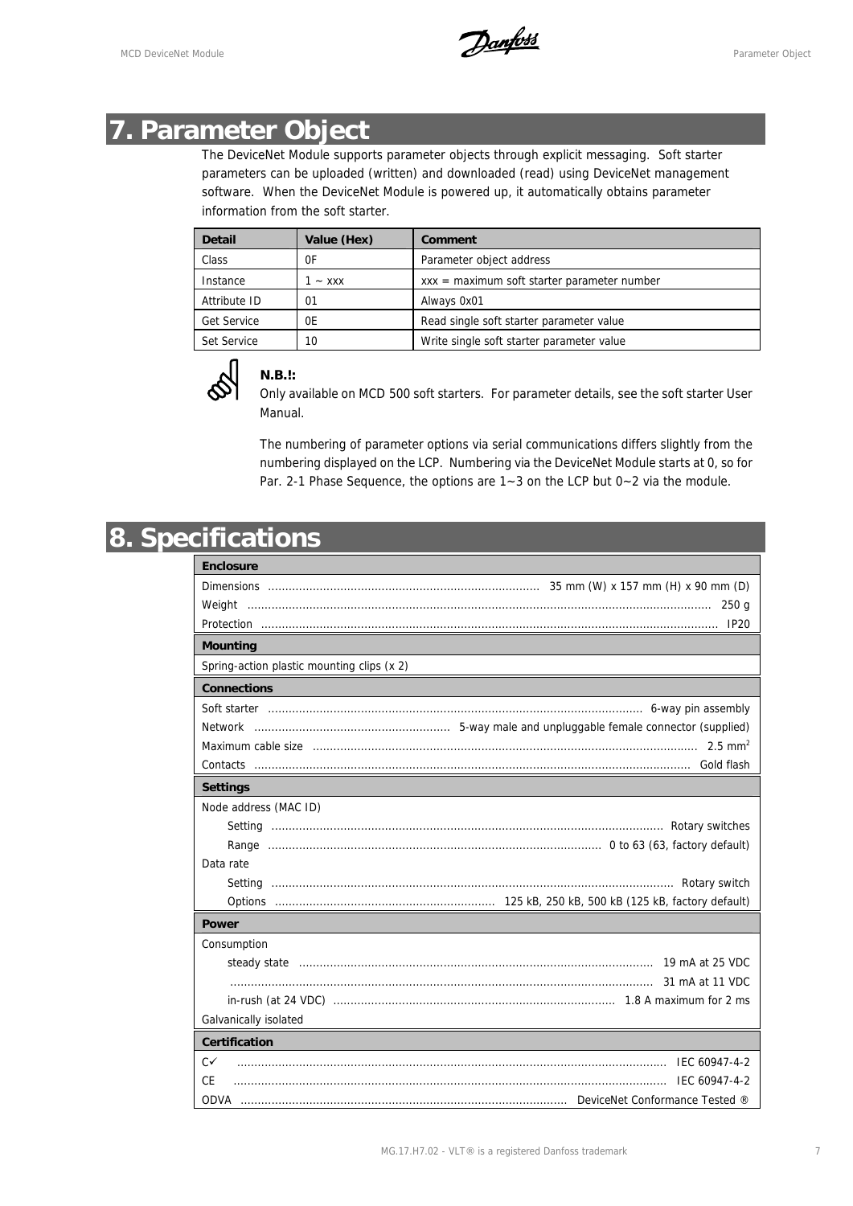# 7. Parameter Object

The DeviceNet Module supports parameter objects through explicit messaging. Soft starter parameters can be uploaded (written) and downloaded (read) using DeviceNet management software. When the DeviceNet Module is powered up, it automatically obtains parameter information from the soft starter.

| Detail | Value (Hex) | Comment |
|---|---|---|
| Class | 0F | Parameter object address |
| Instance | 1 ~ xxx | xxx = maximum soft starter parameter number |
| Attribute ID | 01 | Always 0x01 |
| Get Service | 0E | Read single soft starter parameter value |
| Set Service | 10 | Write single soft starter parameter value |

**N.B.!:**

Only available on MCD 500 soft starters. For parameter details, see the soft starter User Manual.

The numbering of parameter options via serial communications differs slightly from the numbering displayed on the LCP. Numbering via the DeviceNet Module starts at 0, so for Par. 2-1 Phase Sequence, the options are 1~3 on the LCP but 0~2 via the module.

# 8. Specifications

| | |
|---|---|
| **Enclosure** | |
| Dimensions | 35 mm (W) x 157 mm (H) x 90 mm (D) |
| Weight | 250 g |
| Protection | IP20 |
| **Mounting** | |
| Spring-action plastic mounting clips (x 2) | |
| **Connections** | |
| Soft starter | 6-way pin assembly |
| Network | 5-way male and unpluggable female connector (supplied) |
| Maximum cable size | 2.5 $mm^2$ |
| Contacts | Gold flash |
| **Settings** | |
| Node address (MAC ID) | |
| Setting | Rotary switches |
| Range | 0 to 63 (63, factory default) |
| Data rate | |
| Setting | Rotary switch |
| Options | 125 kB, 250 kB, 500 kB (125 kB, factory default) |
| **Power** | |
| Consumption | |
| steady state | 19 mA at 25 VDC |
| | 31 mA at 11 VDC |
| in-rush (at 24 VDC) | 1.8 A maximum for 2 ms |
| Galvanically isolated | |
| **Certification** | |
| C✓ | IEC 60947-4-2 |
| CE | IEC 60947-4-2 |
| ODVA | DeviceNet Conformance Tested ® |